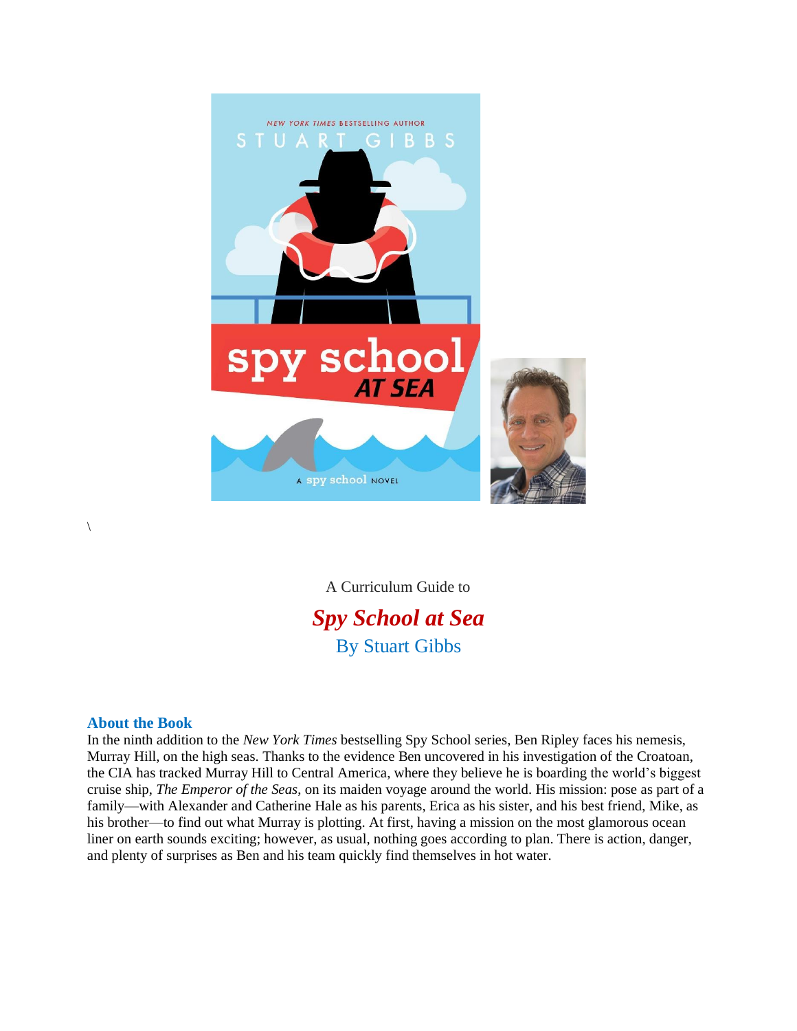\

A Curriculum Guide to

# *Spy School at Sea*

By Stuart Gibbs

## About the Book

In the ninth addition to the *New York Times* bestselling Spy School series, Ben Ripley faces his nemesis, Murray Hill, on the high seas. Thanks to the evidence Ben uncovered in his investigation of the Croatoan, the CIA has tracked Murray Hill to Central America, where they believe he is boarding the world's biggest cruise ship, *The Emperor of the Seas*, on its maiden voyage around the world. His mission: pose as part of a family—with Alexander and Catherine Hale as his parents, Erica as his sister, and his best friend, Mike, as his brother—to find out what Murray is plotting. At first, having a mission on the most glamorous ocean liner on earth sounds exciting; however, as usual, nothing goes according to plan. There is action, danger, and plenty of surprises as Ben and his team quickly find themselves in hot water.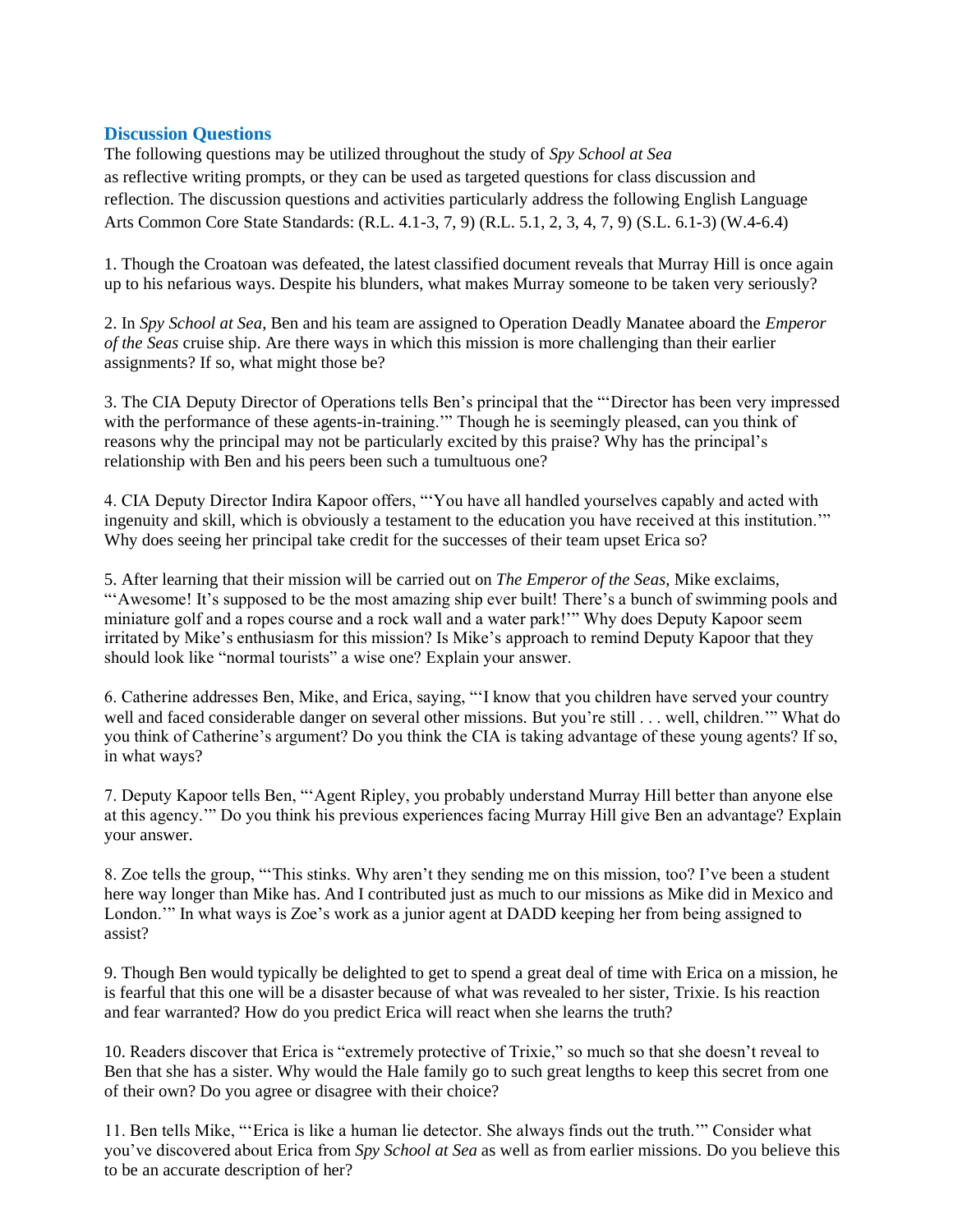## Discussion Questions

The following questions may be utilized throughout the study of *Spy School at Sea* as reflective writing prompts, or they can be used as targeted questions for class discussion and reflection. The discussion questions and activities particularly address the following English Language Arts Common Core State Standards: (R.L. 4.1-3, 7, 9) (R.L. 5.1, 2, 3, 4, 7, 9) (S.L. 6.1-3) (W.4-6.4)

1. Though the Croatoan was defeated, the latest classified document reveals that Murray Hill is once again up to his nefarious ways. Despite his blunders, what makes Murray someone to be taken very seriously?

2. In *Spy School at Sea*, Ben and his team are assigned to Operation Deadly Manatee aboard the *Emperor of the Seas* cruise ship. Are there ways in which this mission is more challenging than their earlier assignments? If so, what might those be?

3. The CIA Deputy Director of Operations tells Ben's principal that the "'Director has been very impressed with the performance of these agents-in-training.'" Though he is seemingly pleased, can you think of reasons why the principal may not be particularly excited by this praise? Why has the principal's relationship with Ben and his peers been such a tumultuous one?

4. CIA Deputy Director Indira Kapoor offers, "'You have all handled yourselves capably and acted with ingenuity and skill, which is obviously a testament to the education you have received at this institution.'" Why does seeing her principal take credit for the successes of their team upset Erica so?

5. After learning that their mission will be carried out on *The Emperor of the Seas*, Mike exclaims, "'Awesome! It's supposed to be the most amazing ship ever built! There's a bunch of swimming pools and miniature golf and a ropes course and a rock wall and a water park!'" Why does Deputy Kapoor seem irritated by Mike's enthusiasm for this mission? Is Mike's approach to remind Deputy Kapoor that they should look like "normal tourists" a wise one? Explain your answer.

6. Catherine addresses Ben, Mike, and Erica, saying, "'I know that you children have served your country well and faced considerable danger on several other missions. But you're still . . . well, children.'" What do you think of Catherine's argument? Do you think the CIA is taking advantage of these young agents? If so, in what ways?

7. Deputy Kapoor tells Ben, "'Agent Ripley, you probably understand Murray Hill better than anyone else at this agency.'" Do you think his previous experiences facing Murray Hill give Ben an advantage? Explain your answer.

8. Zoe tells the group, "'This stinks. Why aren't they sending me on this mission, too? I've been a student here way longer than Mike has. And I contributed just as much to our missions as Mike did in Mexico and London.'" In what ways is Zoe's work as a junior agent at DADD keeping her from being assigned to assist?

9. Though Ben would typically be delighted to get to spend a great deal of time with Erica on a mission, he is fearful that this one will be a disaster because of what was revealed to her sister, Trixie. Is his reaction and fear warranted? How do you predict Erica will react when she learns the truth?

10. Readers discover that Erica is "extremely protective of Trixie," so much so that she doesn't reveal to Ben that she has a sister. Why would the Hale family go to such great lengths to keep this secret from one of their own? Do you agree or disagree with their choice?

11. Ben tells Mike, "'Erica is like a human lie detector. She always finds out the truth.'" Consider what you've discovered about Erica from *Spy School at Sea* as well as from earlier missions. Do you believe this to be an accurate description of her?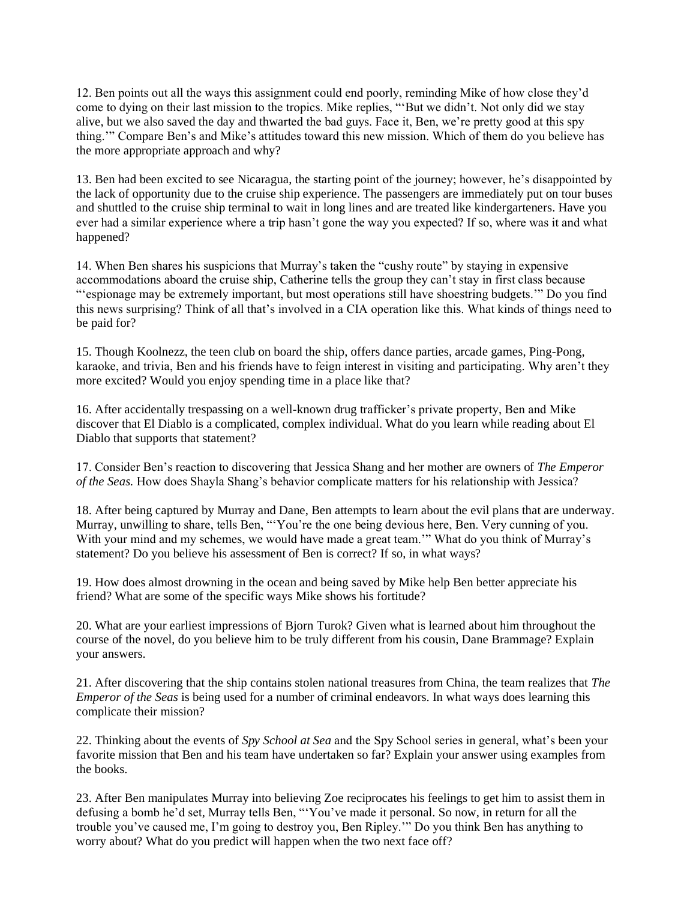12. Ben points out all the ways this assignment could end poorly, reminding Mike of how close they'd come to dying on their last mission to the tropics. Mike replies, "'But we didn't. Not only did we stay alive, but we also saved the day and thwarted the bad guys. Face it, Ben, we're pretty good at this spy thing.'" Compare Ben's and Mike's attitudes toward this new mission. Which of them do you believe has the more appropriate approach and why?

13. Ben had been excited to see Nicaragua, the starting point of the journey; however, he's disappointed by the lack of opportunity due to the cruise ship experience. The passengers are immediately put on tour buses and shuttled to the cruise ship terminal to wait in long lines and are treated like kindergarteners. Have you ever had a similar experience where a trip hasn't gone the way you expected? If so, where was it and what happened?

14. When Ben shares his suspicions that Murray's taken the "cushy route" by staying in expensive accommodations aboard the cruise ship, Catherine tells the group they can't stay in first class because "'espionage may be extremely important, but most operations still have shoestring budgets.'" Do you find this news surprising? Think of all that's involved in a CIA operation like this. What kinds of things need to be paid for?

15. Though Koolnezz, the teen club on board the ship, offers dance parties, arcade games, Ping-Pong, karaoke, and trivia, Ben and his friends have to feign interest in visiting and participating. Why aren't they more excited? Would you enjoy spending time in a place like that?

16. After accidentally trespassing on a well-known drug trafficker's private property, Ben and Mike discover that El Diablo is a complicated, complex individual. What do you learn while reading about El Diablo that supports that statement?

17. Consider Ben's reaction to discovering that Jessica Shang and her mother are owners of *The Emperor of the Seas.* How does Shayla Shang's behavior complicate matters for his relationship with Jessica?

18. After being captured by Murray and Dane, Ben attempts to learn about the evil plans that are underway. Murray, unwilling to share, tells Ben, "'You're the one being devious here, Ben. Very cunning of you. With your mind and my schemes, we would have made a great team.'" What do you think of Murray's statement? Do you believe his assessment of Ben is correct? If so, in what ways?

19. How does almost drowning in the ocean and being saved by Mike help Ben better appreciate his friend? What are some of the specific ways Mike shows his fortitude?

20. What are your earliest impressions of Bjorn Turok? Given what is learned about him throughout the course of the novel, do you believe him to be truly different from his cousin, Dane Brammage? Explain your answers.

21. After discovering that the ship contains stolen national treasures from China, the team realizes that *The Emperor of the Seas* is being used for a number of criminal endeavors. In what ways does learning this complicate their mission?

22. Thinking about the events of *Spy School at Sea* and the Spy School series in general, what's been your favorite mission that Ben and his team have undertaken so far? Explain your answer using examples from the books.

23. After Ben manipulates Murray into believing Zoe reciprocates his feelings to get him to assist them in defusing a bomb he'd set, Murray tells Ben, "'You've made it personal. So now, in return for all the trouble you've caused me, I'm going to destroy you, Ben Ripley.'" Do you think Ben has anything to worry about? What do you predict will happen when the two next face off?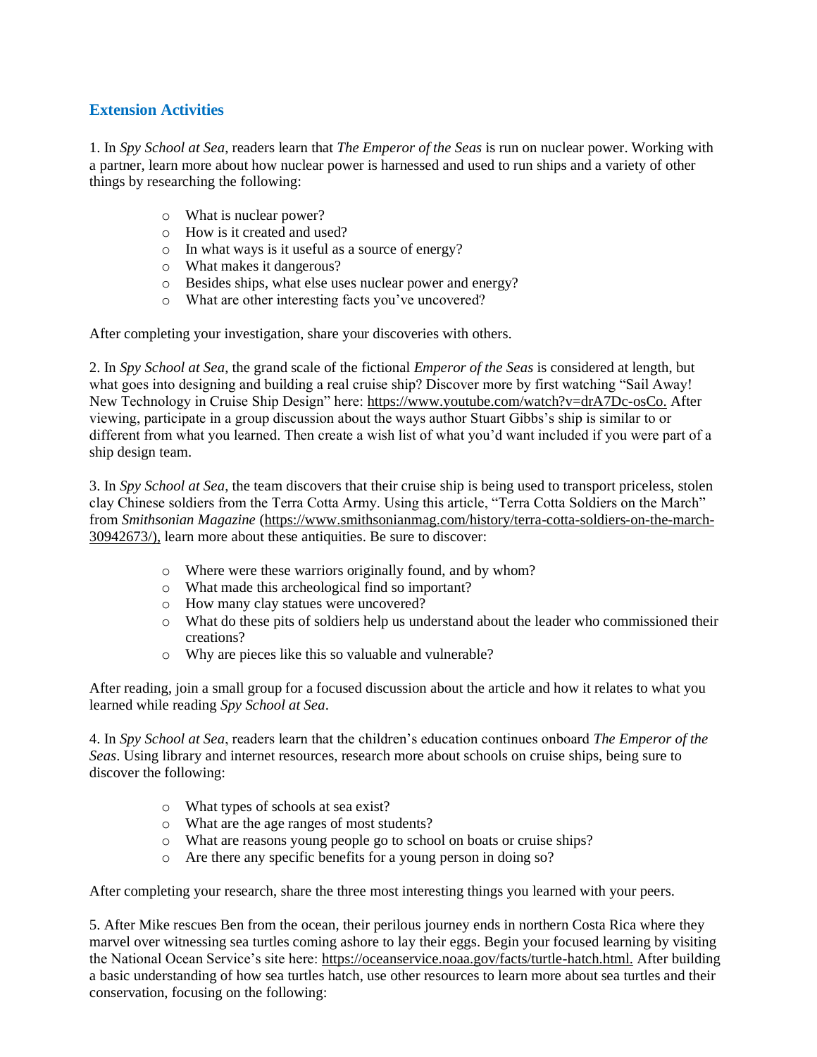## Extension Activities

1. In *Spy School at Sea*, readers learn that *The Emperor of the Seas* is run on nuclear power. Working with a partner, learn more about how nuclear power is harnessed and used to run ships and a variety of other things by researching the following:

- What is nuclear power?
- How is it created and used?
- In what ways is it useful as a source of energy?
- What makes it dangerous?
- Besides ships, what else uses nuclear power and energy?
- What are other interesting facts you've uncovered?

After completing your investigation, share your discoveries with others.

2. In *Spy School at Sea*, the grand scale of the fictional *Emperor of the Seas* is considered at length, but what goes into designing and building a real cruise ship? Discover more by first watching "Sail Away! New Technology in Cruise Ship Design" here: https://www.youtube.com/watch?v=drA7Dc-osCo. After viewing, participate in a group discussion about the ways author Stuart Gibbs's ship is similar to or different from what you learned. Then create a wish list of what you'd want included if you were part of a ship design team.

3. In *Spy School at Sea*, the team discovers that their cruise ship is being used to transport priceless, stolen clay Chinese soldiers from the Terra Cotta Army. Using this article, "Terra Cotta Soldiers on the March" from *Smithsonian Magazine* (https://www.smithsonianmag.com/history/terra-cotta-soldiers-on-the-march-30942673/), learn more about these antiquities. Be sure to discover:

- Where were these warriors originally found, and by whom?
- What made this archeological find so important?
- How many clay statues were uncovered?
- What do these pits of soldiers help us understand about the leader who commissioned their creations?
- Why are pieces like this so valuable and vulnerable?

After reading, join a small group for a focused discussion about the article and how it relates to what you learned while reading *Spy School at Sea*.

4. In *Spy School at Sea*, readers learn that the children's education continues onboard *The Emperor of the Seas*. Using library and internet resources, research more about schools on cruise ships, being sure to discover the following:

- What types of schools at sea exist?
- What are the age ranges of most students?
- What are reasons young people go to school on boats or cruise ships?
- Are there any specific benefits for a young person in doing so?

After completing your research, share the three most interesting things you learned with your peers.

5. After Mike rescues Ben from the ocean, their perilous journey ends in northern Costa Rica where they marvel over witnessing sea turtles coming ashore to lay their eggs. Begin your focused learning by visiting the National Ocean Service's site here: https://oceanservice.noaa.gov/facts/turtle-hatch.html. After building a basic understanding of how sea turtles hatch, use other resources to learn more about sea turtles and their conservation, focusing on the following: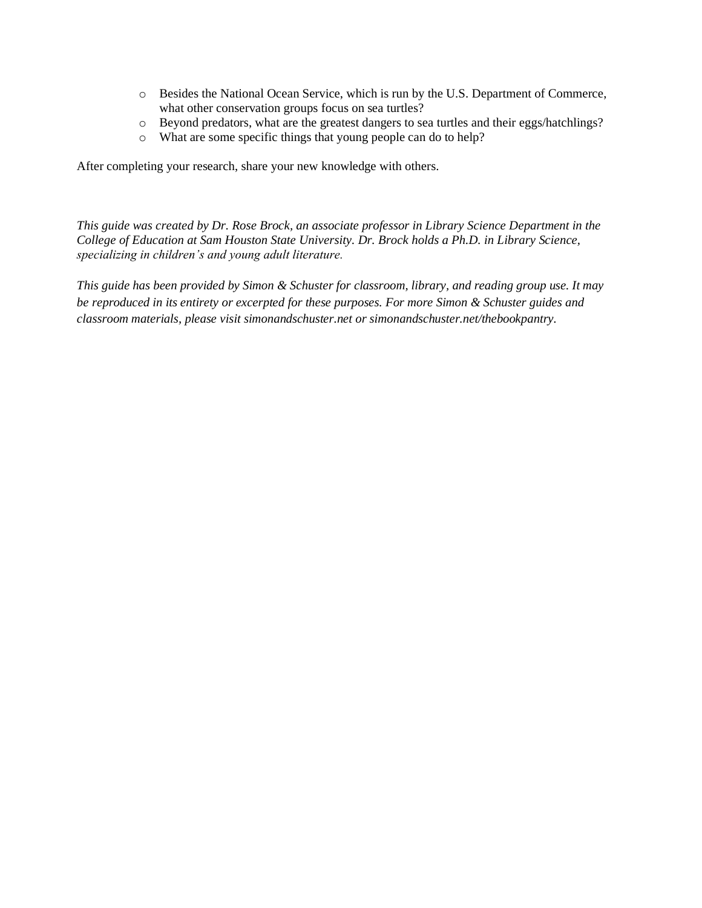- Besides the National Ocean Service, which is run by the U.S. Department of Commerce, what other conservation groups focus on sea turtles?
- Beyond predators, what are the greatest dangers to sea turtles and their eggs/hatchlings?
- What are some specific things that young people can do to help?

After completing your research, share your new knowledge with others.

*This guide was created by Dr. Rose Brock, an associate professor in Library Science Department in the College of Education at Sam Houston State University. Dr. Brock holds a Ph.D. in Library Science, specializing in children's and young adult literature.*

*This guide has been provided by Simon & Schuster for classroom, library, and reading group use. It may be reproduced in its entirety or excerpted for these purposes. For more Simon & Schuster guides and classroom materials, please visit simonandschuster.net or simonandschuster.net/thebookpantry.*